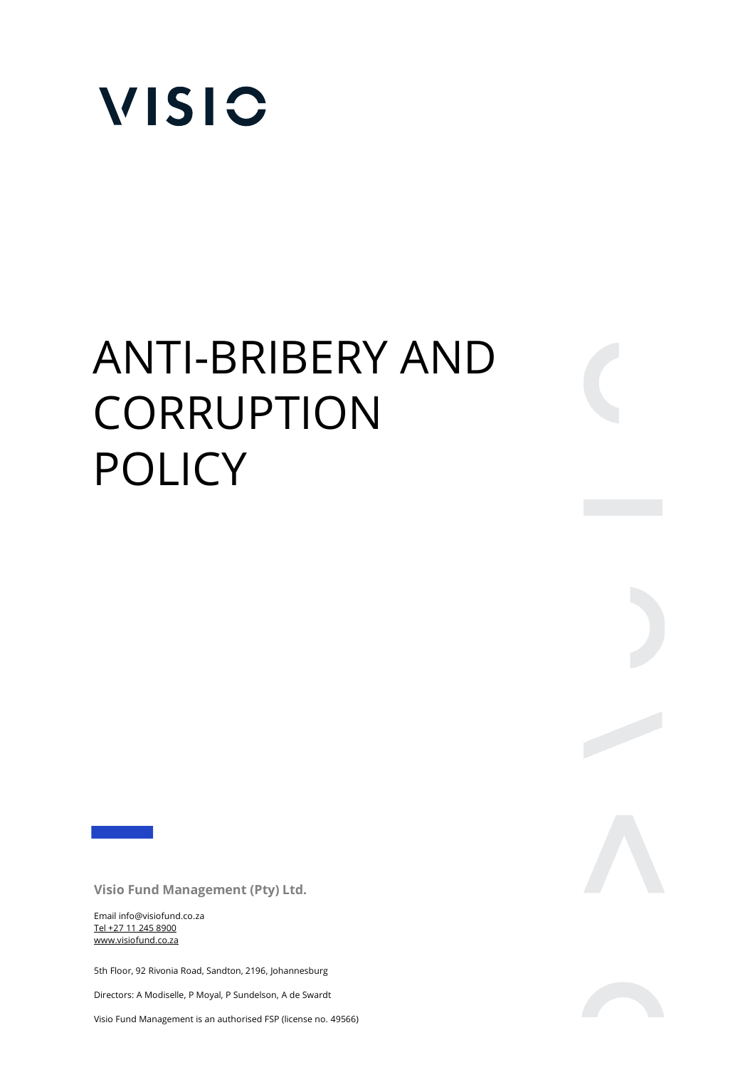VISIO

# ANTI-BRIBERY AND CORRUPTION POLICY

**Visio Fund Management (Pty) Ltd.**

Email info@visiofund.co.za
Tel +27 11 245 8900
www.visiofund.co.za

5th Floor, 92 Rivonia Road, Sandton, 2196, Johannesburg

Directors: A Modiselle, P Moyal, P Sundelson, A de Swardt

Visio Fund Management is an authorised FSP (license no. 49566)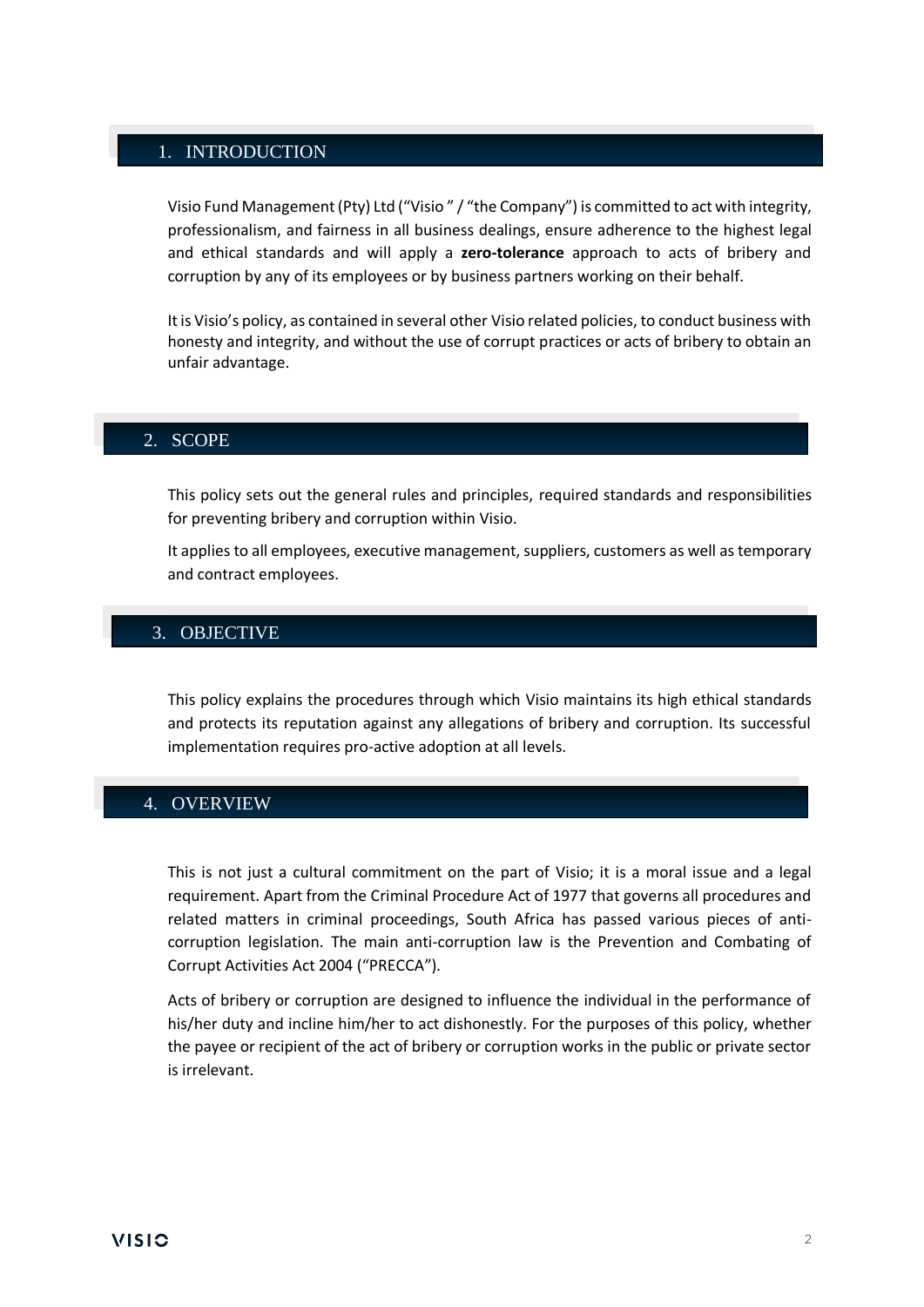## 1. INTRODUCTION

Visio Fund Management (Pty) Ltd ("Visio " / "the Company") is committed to act with integrity, professionalism, and fairness in all business dealings, ensure adherence to the highest legal and ethical standards and will apply a **zero-tolerance** approach to acts of bribery and corruption by any of its employees or by business partners working on their behalf.

It is Visio's policy, as contained in several other Visio related policies, to conduct business with honesty and integrity, and without the use of corrupt practices or acts of bribery to obtain an unfair advantage.

## 2. SCOPE

This policy sets out the general rules and principles, required standards and responsibilities for preventing bribery and corruption within Visio.

It applies to all employees, executive management, suppliers, customers as well as temporary and contract employees.

## 3. OBJECTIVE

This policy explains the procedures through which Visio maintains its high ethical standards and protects its reputation against any allegations of bribery and corruption. Its successful implementation requires pro-active adoption at all levels.

## 4. OVERVIEW

This is not just a cultural commitment on the part of Visio; it is a moral issue and a legal requirement. Apart from the Criminal Procedure Act of 1977 that governs all procedures and related matters in criminal proceedings, South Africa has passed various pieces of anti-corruption legislation. The main anti-corruption law is the Prevention and Combating of Corrupt Activities Act 2004 ("PRECCA").

Acts of bribery or corruption are designed to influence the individual in the performance of his/her duty and incline him/her to act dishonestly. For the purposes of this policy, whether the payee or recipient of the act of bribery or corruption works in the public or private sector is irrelevant.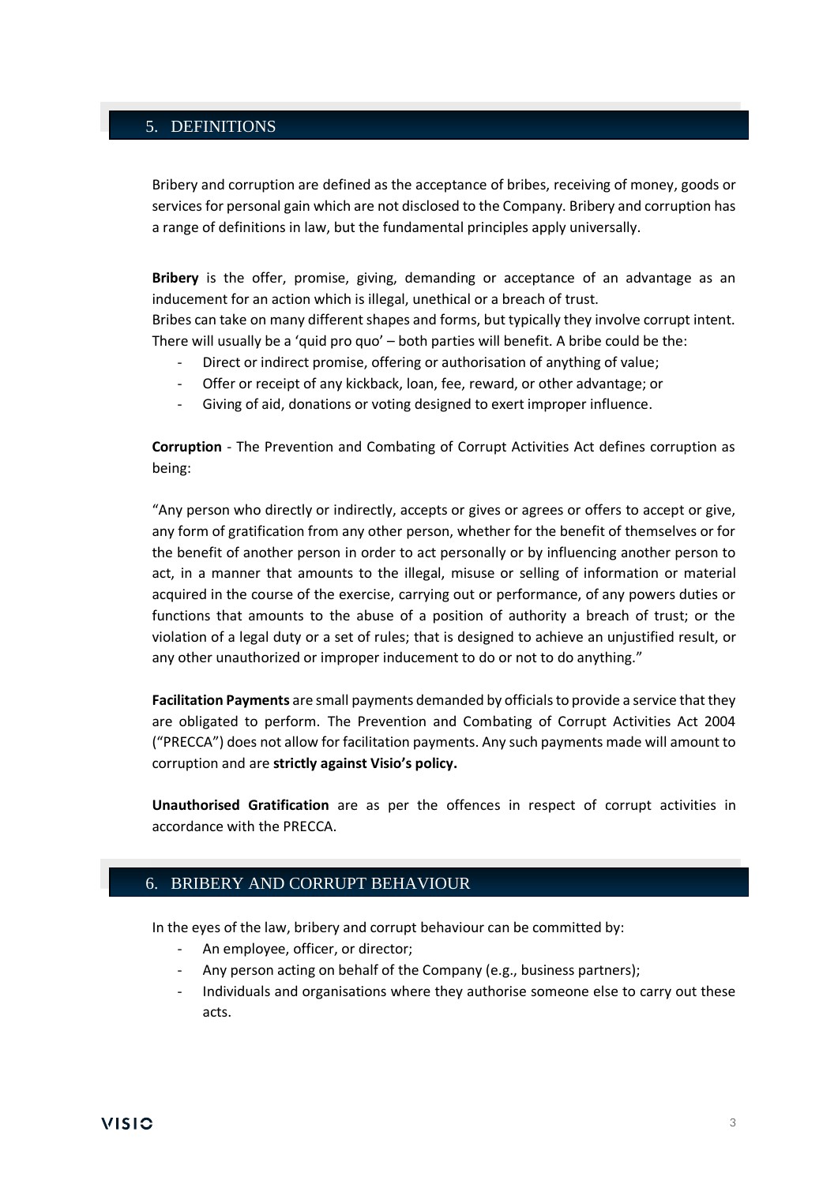## 5. DEFINITIONS

Bribery and corruption are defined as the acceptance of bribes, receiving of money, goods or services for personal gain which are not disclosed to the Company. Bribery and corruption has a range of definitions in law, but the fundamental principles apply universally.

**Bribery** is the offer, promise, giving, demanding or acceptance of an advantage as an inducement for an action which is illegal, unethical or a breach of trust.
Bribes can take on many different shapes and forms, but typically they involve corrupt intent. There will usually be a 'quid pro quo' – both parties will benefit. A bribe could be the:

- Direct or indirect promise, offering or authorisation of anything of value;
- Offer or receipt of any kickback, loan, fee, reward, or other advantage; or
- Giving of aid, donations or voting designed to exert improper influence.

**Corruption** - The Prevention and Combating of Corrupt Activities Act defines corruption as being:

"Any person who directly or indirectly, accepts or gives or agrees or offers to accept or give, any form of gratification from any other person, whether for the benefit of themselves or for the benefit of another person in order to act personally or by influencing another person to act, in a manner that amounts to the illegal, misuse or selling of information or material acquired in the course of the exercise, carrying out or performance, of any powers duties or functions that amounts to the abuse of a position of authority a breach of trust; or the violation of a legal duty or a set of rules; that is designed to achieve an unjustified result, or any other unauthorized or improper inducement to do or not to do anything."

**Facilitation Payments** are small payments demanded by officials to provide a service that they are obligated to perform. The Prevention and Combating of Corrupt Activities Act 2004 ("PRECCA") does not allow for facilitation payments. Any such payments made will amount to corruption and are **strictly against Visio's policy.**

**Unauthorised Gratification** are as per the offences in respect of corrupt activities in accordance with the PRECCA.

## 6. BRIBERY AND CORRUPT BEHAVIOUR

In the eyes of the law, bribery and corrupt behaviour can be committed by:

- An employee, officer, or director;
- Any person acting on behalf of the Company (e.g., business partners);
- Individuals and organisations where they authorise someone else to carry out these acts.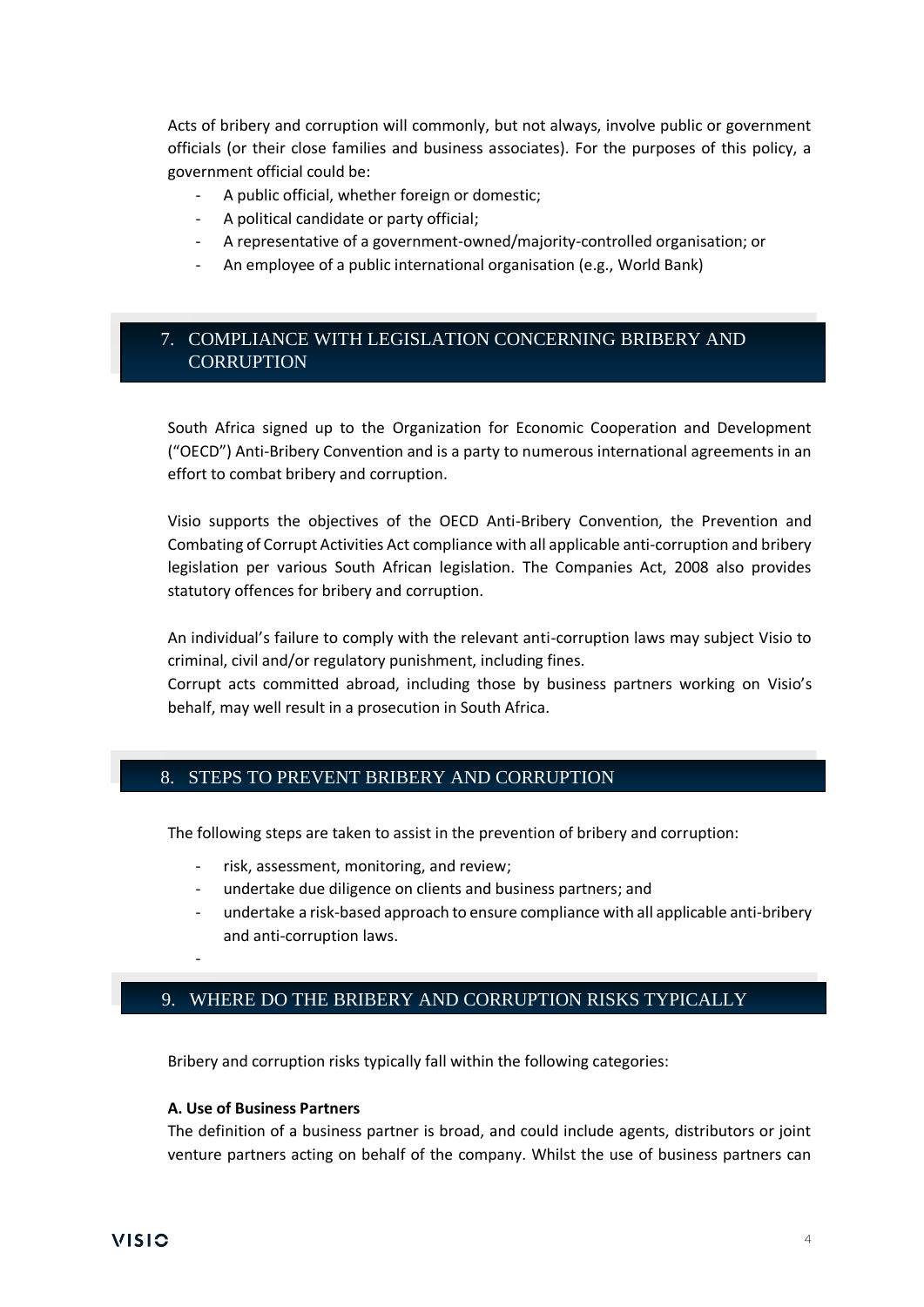Acts of bribery and corruption will commonly, but not always, involve public or government officials (or their close families and business associates). For the purposes of this policy, a government official could be:

- A public official, whether foreign or domestic;
- A political candidate or party official;
- A representative of a government-owned/majority-controlled organisation; or
- An employee of a public international organisation (e.g., World Bank)

## 7. COMPLIANCE WITH LEGISLATION CONCERNING BRIBERY AND CORRUPTION

South Africa signed up to the Organization for Economic Cooperation and Development ("OECD") Anti-Bribery Convention and is a party to numerous international agreements in an effort to combat bribery and corruption.

Visio supports the objectives of the OECD Anti-Bribery Convention, the Prevention and Combating of Corrupt Activities Act compliance with all applicable anti-corruption and bribery legislation per various South African legislation. The Companies Act, 2008 also provides statutory offences for bribery and corruption.

An individual's failure to comply with the relevant anti-corruption laws may subject Visio to criminal, civil and/or regulatory punishment, including fines.
Corrupt acts committed abroad, including those by business partners working on Visio's behalf, may well result in a prosecution in South Africa.

## 8. STEPS TO PREVENT BRIBERY AND CORRUPTION

The following steps are taken to assist in the prevention of bribery and corruption:

- risk, assessment, monitoring, and review;
- undertake due diligence on clients and business partners; and
- undertake a risk-based approach to ensure compliance with all applicable anti-bribery and anti-corruption laws.
-

## 9. WHERE DO THE BRIBERY AND CORRUPTION RISKS TYPICALLY

Bribery and corruption risks typically fall within the following categories:

**A. Use of Business Partners**

The definition of a business partner is broad, and could include agents, distributors or joint venture partners acting on behalf of the company. Whilst the use of business partners can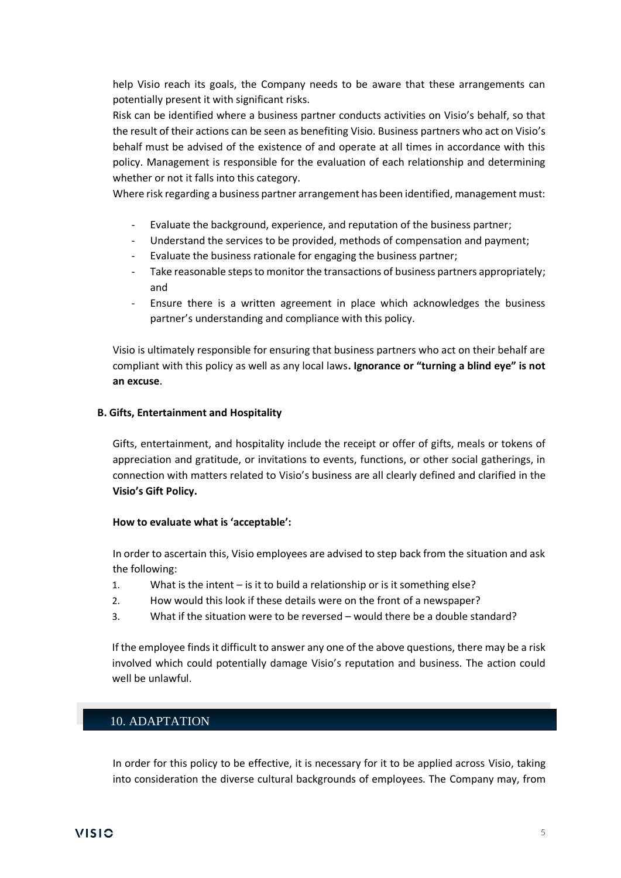help Visio reach its goals, the Company needs to be aware that these arrangements can potentially present it with significant risks.

Risk can be identified where a business partner conducts activities on Visio's behalf, so that the result of their actions can be seen as benefiting Visio. Business partners who act on Visio's behalf must be advised of the existence of and operate at all times in accordance with this policy. Management is responsible for the evaluation of each relationship and determining whether or not it falls into this category.

Where risk regarding a business partner arrangement has been identified, management must:

- Evaluate the background, experience, and reputation of the business partner;
- Understand the services to be provided, methods of compensation and payment;
- Evaluate the business rationale for engaging the business partner;
- Take reasonable steps to monitor the transactions of business partners appropriately; and
- Ensure there is a written agreement in place which acknowledges the business partner's understanding and compliance with this policy.

Visio is ultimately responsible for ensuring that business partners who act on their behalf are compliant with this policy as well as any local laws**. Ignorance or "turning a blind eye" is not an excuse**.

**B. Gifts, Entertainment and Hospitality**

Gifts, entertainment, and hospitality include the receipt or offer of gifts, meals or tokens of appreciation and gratitude, or invitations to events, functions, or other social gatherings, in connection with matters related to Visio's business are all clearly defined and clarified in the **Visio's Gift Policy.**

**How to evaluate what is 'acceptable':**

In order to ascertain this, Visio employees are advised to step back from the situation and ask the following:

1. What is the intent – is it to build a relationship or is it something else?
2. How would this look if these details were on the front of a newspaper?
3. What if the situation were to be reversed – would there be a double standard?

If the employee finds it difficult to answer any one of the above questions, there may be a risk involved which could potentially damage Visio's reputation and business. The action could well be unlawful.

## 10. ADAPTATION

In order for this policy to be effective, it is necessary for it to be applied across Visio, taking into consideration the diverse cultural backgrounds of employees. The Company may, from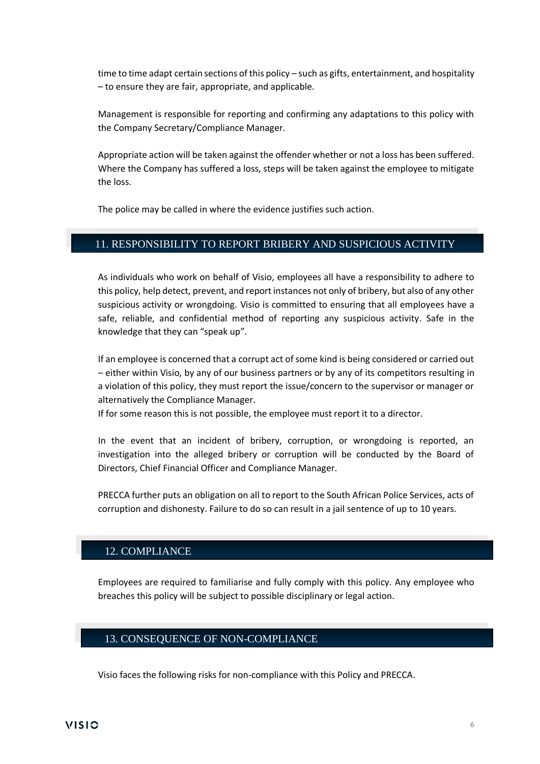time to time adapt certain sections of this policy – such as gifts, entertainment, and hospitality – to ensure they are fair, appropriate, and applicable.

Management is responsible for reporting and confirming any adaptations to this policy with the Company Secretary/Compliance Manager.

Appropriate action will be taken against the offender whether or not a loss has been suffered. Where the Company has suffered a loss, steps will be taken against the employee to mitigate the loss.

The police may be called in where the evidence justifies such action.

## 11. RESPONSIBILITY TO REPORT BRIBERY AND SUSPICIOUS ACTIVITY

As individuals who work on behalf of Visio, employees all have a responsibility to adhere to this policy, help detect, prevent, and report instances not only of bribery, but also of any other suspicious activity or wrongdoing. Visio is committed to ensuring that all employees have a safe, reliable, and confidential method of reporting any suspicious activity. Safe in the knowledge that they can "speak up".

If an employee is concerned that a corrupt act of some kind is being considered or carried out – either within Visio, by any of our business partners or by any of its competitors resulting in a violation of this policy, they must report the issue/concern to the supervisor or manager or alternatively the Compliance Manager.
If for some reason this is not possible, the employee must report it to a director.

In the event that an incident of bribery, corruption, or wrongdoing is reported, an investigation into the alleged bribery or corruption will be conducted by the Board of Directors, Chief Financial Officer and Compliance Manager.

PRECCA further puts an obligation on all to report to the South African Police Services, acts of corruption and dishonesty. Failure to do so can result in a jail sentence of up to 10 years.

## 12. COMPLIANCE

Employees are required to familiarise and fully comply with this policy. Any employee who breaches this policy will be subject to possible disciplinary or legal action.

## 13. CONSEQUENCE OF NON-COMPLIANCE

Visio faces the following risks for non-compliance with this Policy and PRECCA.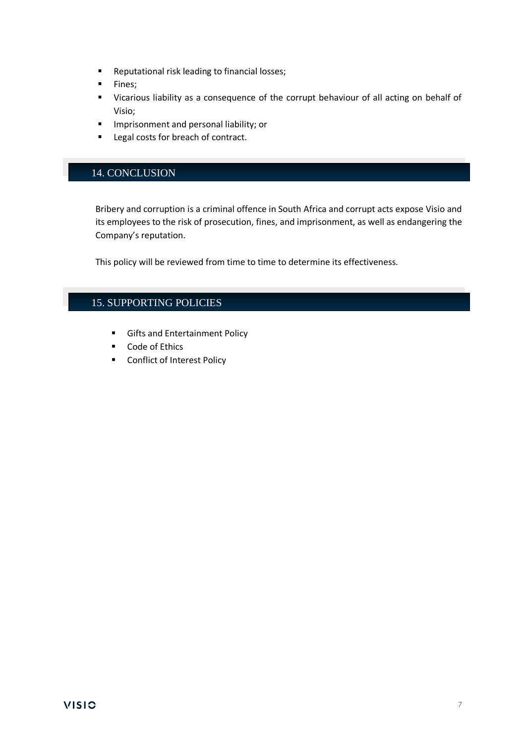- Reputational risk leading to financial losses;
- Fines;
- Vicarious liability as a consequence of the corrupt behaviour of all acting on behalf of Visio;
- Imprisonment and personal liability; or
- Legal costs for breach of contract.

## 14. CONCLUSION

Bribery and corruption is a criminal offence in South Africa and corrupt acts expose Visio and its employees to the risk of prosecution, fines, and imprisonment, as well as endangering the Company's reputation.

This policy will be reviewed from time to time to determine its effectiveness.

## 15. SUPPORTING POLICIES

- Gifts and Entertainment Policy
- Code of Ethics
- Conflict of Interest Policy